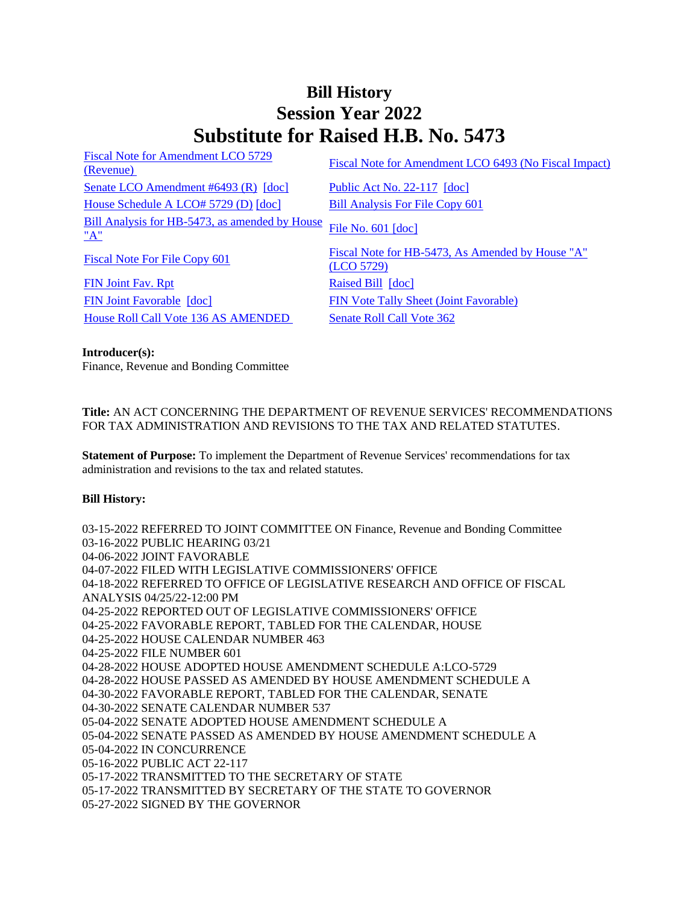# Bill History
# Session Year 2022
# Substitute for Raised H.B. No. 5473

| | |
|---|---|
| Fiscal Note for Amendment LCO 5729 (Revenue) | Fiscal Note for Amendment LCO 6493 (No Fiscal Impact) |
| Senate LCO Amendment #6493 (R) [doc] | Public Act No. 22-117 [doc] |
| House Schedule A LCO# 5729 (D) [doc] | Bill Analysis For File Copy 601 |
| Bill Analysis for HB-5473, as amended by House "A" | File No. 601 [doc] |
| Fiscal Note For File Copy 601 | Fiscal Note for HB-5473, As Amended by House "A" (LCO 5729) |
| FIN Joint Fav. Rpt | Raised Bill [doc] |
| FIN Joint Favorable [doc] | FIN Vote Tally Sheet (Joint Favorable) |
| House Roll Call Vote 136 AS AMENDED | Senate Roll Call Vote 362 |

**Introducer(s):**
Finance, Revenue and Bonding Committee

**Title:** AN ACT CONCERNING THE DEPARTMENT OF REVENUE SERVICES' RECOMMENDATIONS FOR TAX ADMINISTRATION AND REVISIONS TO THE TAX AND RELATED STATUTES.

**Statement of Purpose:** To implement the Department of Revenue Services' recommendations for tax administration and revisions to the tax and related statutes.

**Bill History:**

03-15-2022 REFERRED TO JOINT COMMITTEE ON Finance, Revenue and Bonding Committee
03-16-2022 PUBLIC HEARING 03/21
04-06-2022 JOINT FAVORABLE
04-07-2022 FILED WITH LEGISLATIVE COMMISSIONERS' OFFICE
04-18-2022 REFERRED TO OFFICE OF LEGISLATIVE RESEARCH AND OFFICE OF FISCAL ANALYSIS 04/25/22-12:00 PM
04-25-2022 REPORTED OUT OF LEGISLATIVE COMMISSIONERS' OFFICE
04-25-2022 FAVORABLE REPORT, TABLED FOR THE CALENDAR, HOUSE
04-25-2022 HOUSE CALENDAR NUMBER 463
04-25-2022 FILE NUMBER 601
04-28-2022 HOUSE ADOPTED HOUSE AMENDMENT SCHEDULE A:LCO-5729
04-28-2022 HOUSE PASSED AS AMENDED BY HOUSE AMENDMENT SCHEDULE A
04-30-2022 FAVORABLE REPORT, TABLED FOR THE CALENDAR, SENATE
04-30-2022 SENATE CALENDAR NUMBER 537
05-04-2022 SENATE ADOPTED HOUSE AMENDMENT SCHEDULE A
05-04-2022 SENATE PASSED AS AMENDED BY HOUSE AMENDMENT SCHEDULE A
05-04-2022 IN CONCURRENCE
05-16-2022 PUBLIC ACT 22-117
05-17-2022 TRANSMITTED TO THE SECRETARY OF STATE
05-17-2022 TRANSMITTED BY SECRETARY OF THE STATE TO GOVERNOR
05-27-2022 SIGNED BY THE GOVERNOR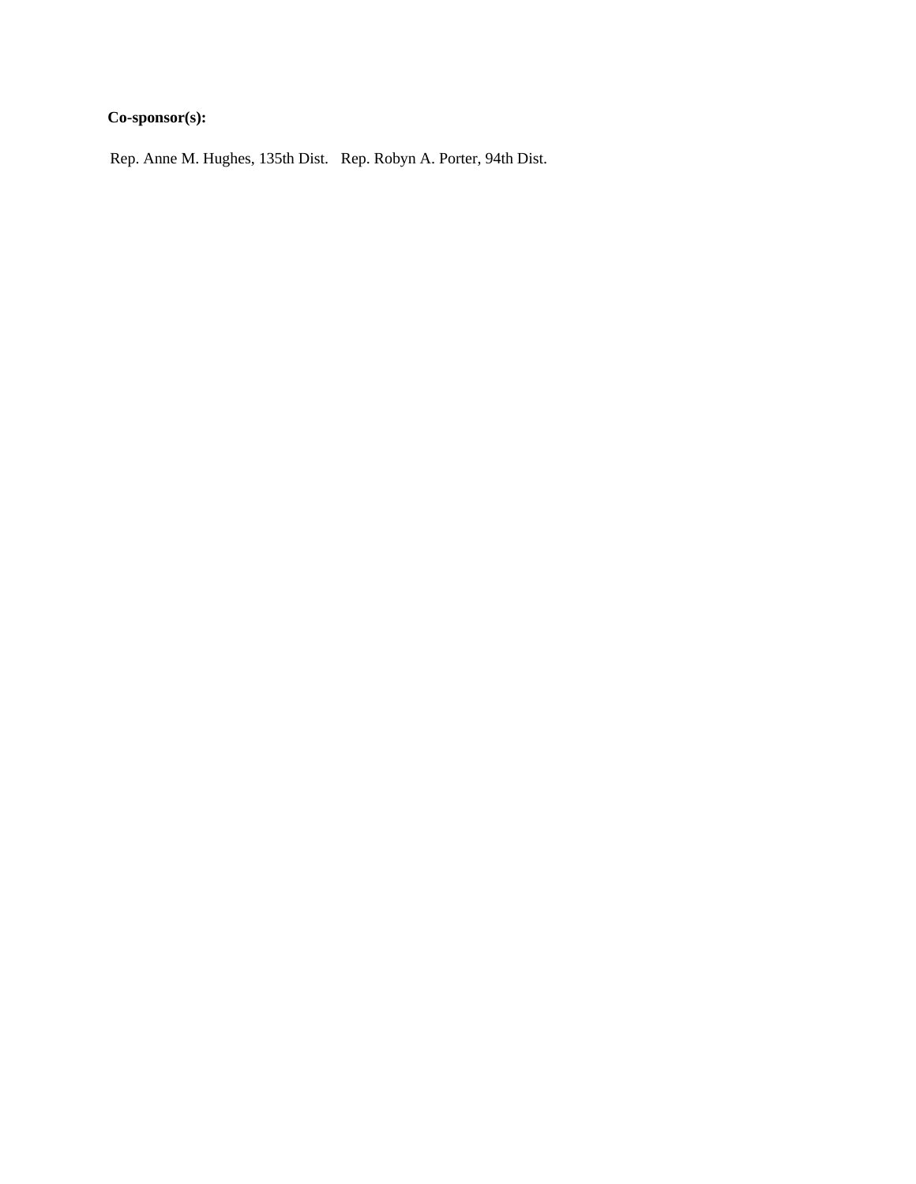**Co-sponsor(s):**

Rep. Anne M. Hughes, 135th Dist. Rep. Robyn A. Porter, 94th Dist.